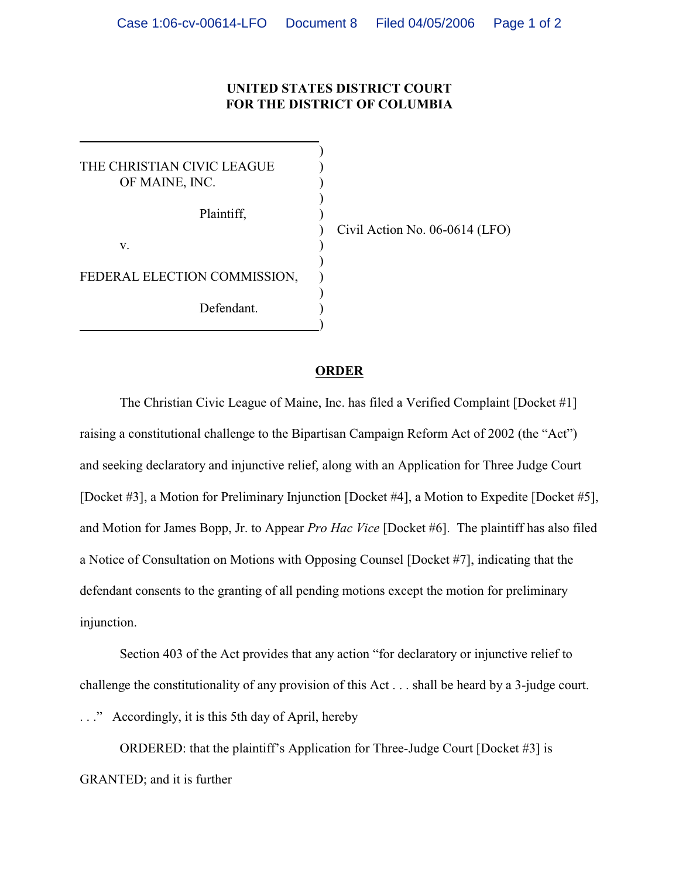**UNITED STATES DISTRICT COURT**
**FOR THE DISTRICT OF COLUMBIA**

| | |
|---|---|
| THE CHRISTIAN CIVIC LEAGUE OF MAINE, INC., Plaintiff, | |
| v. | Civil Action No. 06-0614 (LFO) |
| FEDERAL ELECTION COMMISSION, Defendant. | |

**ORDER**

The Christian Civic League of Maine, Inc. has filed a Verified Complaint [Docket #1] raising a constitutional challenge to the Bipartisan Campaign Reform Act of 2002 (the "Act") and seeking declaratory and injunctive relief, along with an Application for Three Judge Court [Docket #3], a Motion for Preliminary Injunction [Docket #4], a Motion to Expedite [Docket #5], and Motion for James Bopp, Jr. to Appear *Pro Hac Vice* [Docket #6]. The plaintiff has also filed a Notice of Consultation on Motions with Opposing Counsel [Docket #7], indicating that the defendant consents to the granting of all pending motions except the motion for preliminary injunction.

Section 403 of the Act provides that any action "for declaratory or injunctive relief to challenge the constitutionality of any provision of this Act . . . shall be heard by a 3-judge court. . . ." Accordingly, it is this 5th day of April, hereby

ORDERED: that the plaintiff's Application for Three-Judge Court [Docket #3] is GRANTED; and it is further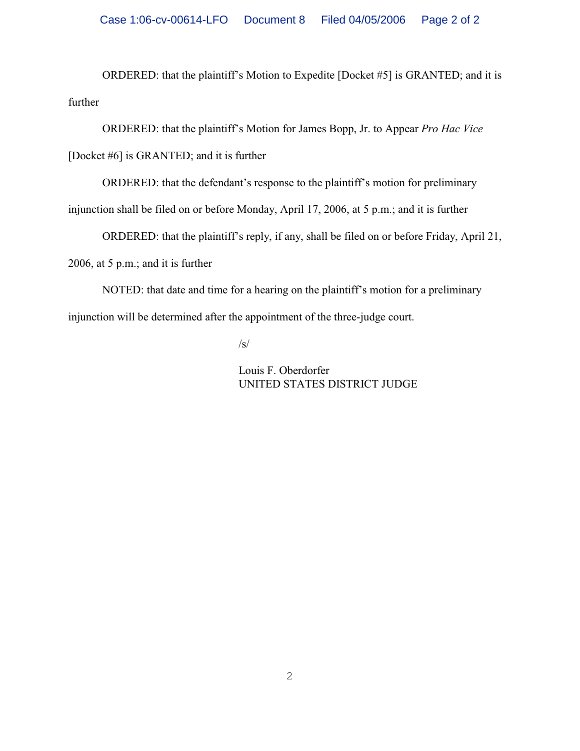ORDERED: that the plaintiff's Motion to Expedite [Docket #5] is GRANTED; and it is further

ORDERED: that the plaintiff's Motion for James Bopp, Jr. to Appear *Pro Hac Vice* [Docket #6] is GRANTED; and it is further

ORDERED: that the defendant's response to the plaintiff's motion for preliminary injunction shall be filed on or before Monday, April 17, 2006, at 5 p.m.; and it is further

ORDERED: that the plaintiff's reply, if any, shall be filed on or before Friday, April 21, 2006, at 5 p.m.; and it is further

NOTED: that date and time for a hearing on the plaintiff's motion for a preliminary injunction will be determined after the appointment of the three-judge court.

/s/

Louis F. Oberdorfer
UNITED STATES DISTRICT JUDGE